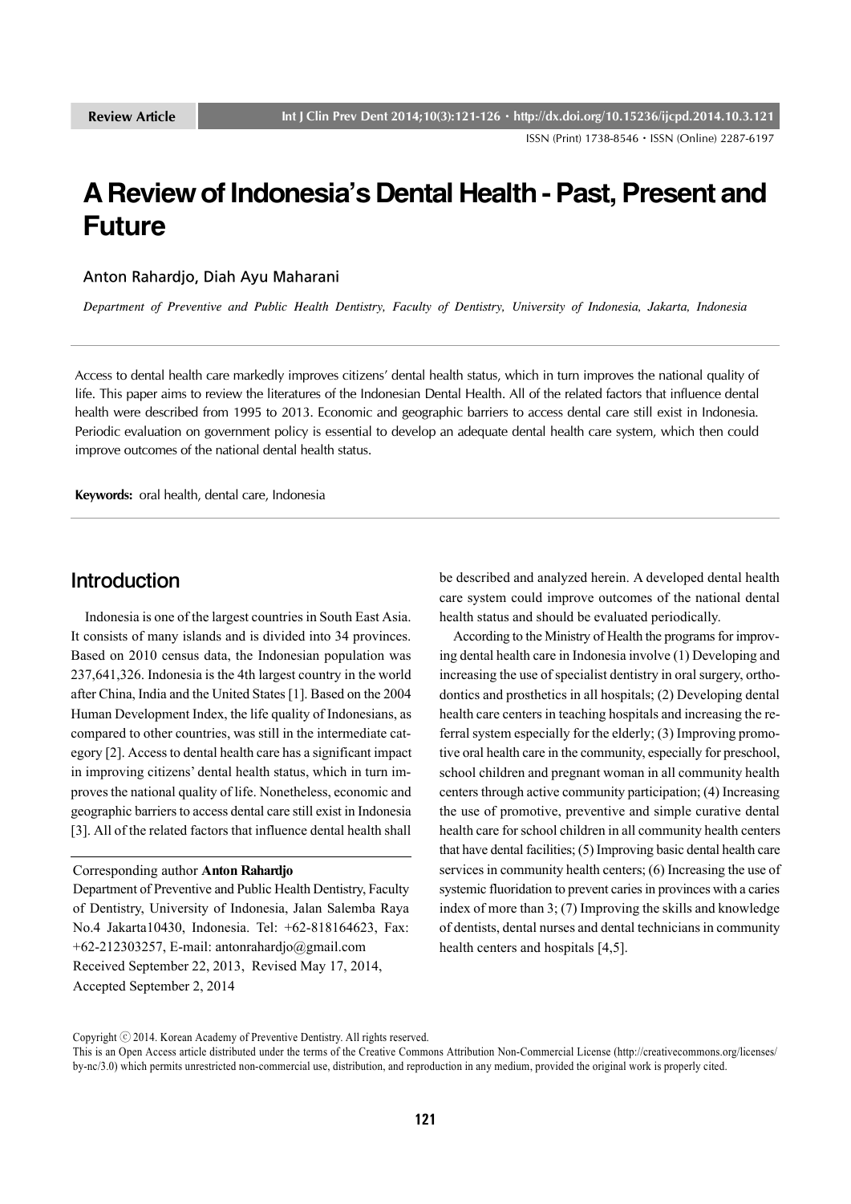Review Article

# A Review of Indonesia's Dental Health - Past, Present and Future

Anton Rahardjo, Diah Ayu Maharani

*Department of Preventive and Public Health Dentistry, Faculty of Dentistry, University of Indonesia, Jakarta, Indonesia*

---

Access to dental health care markedly improves citizens' dental health status, which in turn improves the national quality of life. This paper aims to review the literatures of the Indonesian Dental Health. All of the related factors that influence dental health were described from 1995 to 2013. Economic and geographic barriers to access dental care still exist in Indonesia. Periodic evaluation on government policy is essential to develop an adequate dental health care system, which then could improve outcomes of the national dental health status.

**Keywords:** oral health, dental care, Indonesia

---

## Introduction

Indonesia is one of the largest countries in South East Asia. It consists of many islands and is divided into 34 provinces. Based on 2010 census data, the Indonesian population was 237,641,326. Indonesia is the 4th largest country in the world after China, India and the United States [1]. Based on the 2004 Human Development Index, the life quality of Indonesians, as compared to other countries, was still in the intermediate category [2]. Access to dental health care has a significant impact in improving citizens' dental health status, which in turn improves the national quality of life. Nonetheless, economic and geographic barriers to access dental care still exist in Indonesia [3]. All of the related factors that influence dental health shall be described and analyzed herein. A developed dental health care system could improve outcomes of the national dental health status and should be evaluated periodically.

According to the Ministry of Health the programs for improving dental health care in Indonesia involve (1) Developing and increasing the use of specialist dentistry in oral surgery, orthodontics and prosthetics in all hospitals; (2) Developing dental health care centers in teaching hospitals and increasing the referral system especially for the elderly; (3) Improving promotive oral health care in the community, especially for preschool, school children and pregnant woman in all community health centers through active community participation; (4) Increasing the use of promotive, preventive and simple curative dental health care for school children in all community health centers that have dental facilities; (5) Improving basic dental health care services in community health centers; (6) Increasing the use of systemic fluoridation to prevent caries in provinces with a caries index of more than 3; (7) Improving the skills and knowledge of dentists, dental nurses and dental technicians in community health centers and hospitals [4,5].

---

Corresponding author **Anton Rahardjo**
Department of Preventive and Public Health Dentistry, Faculty of Dentistry, University of Indonesia, Jalan Salemba Raya No.4 Jakarta10430, Indonesia. Tel: +62-818164623, Fax: +62-212303257, E-mail: antonrahardjo@gmail.com
Received September 22, 2013, Revised May 17, 2014, Accepted September 2, 2014

Copyright ⓒ 2014. Korean Academy of Preventive Dentistry. All rights reserved.
This is an Open Access article distributed under the terms of the Creative Commons Attribution Non-Commercial License (http://creativecommons.org/licenses/by-nc/3.0) which permits unrestricted non-commercial use, distribution, and reproduction in any medium, provided the original work is properly cited.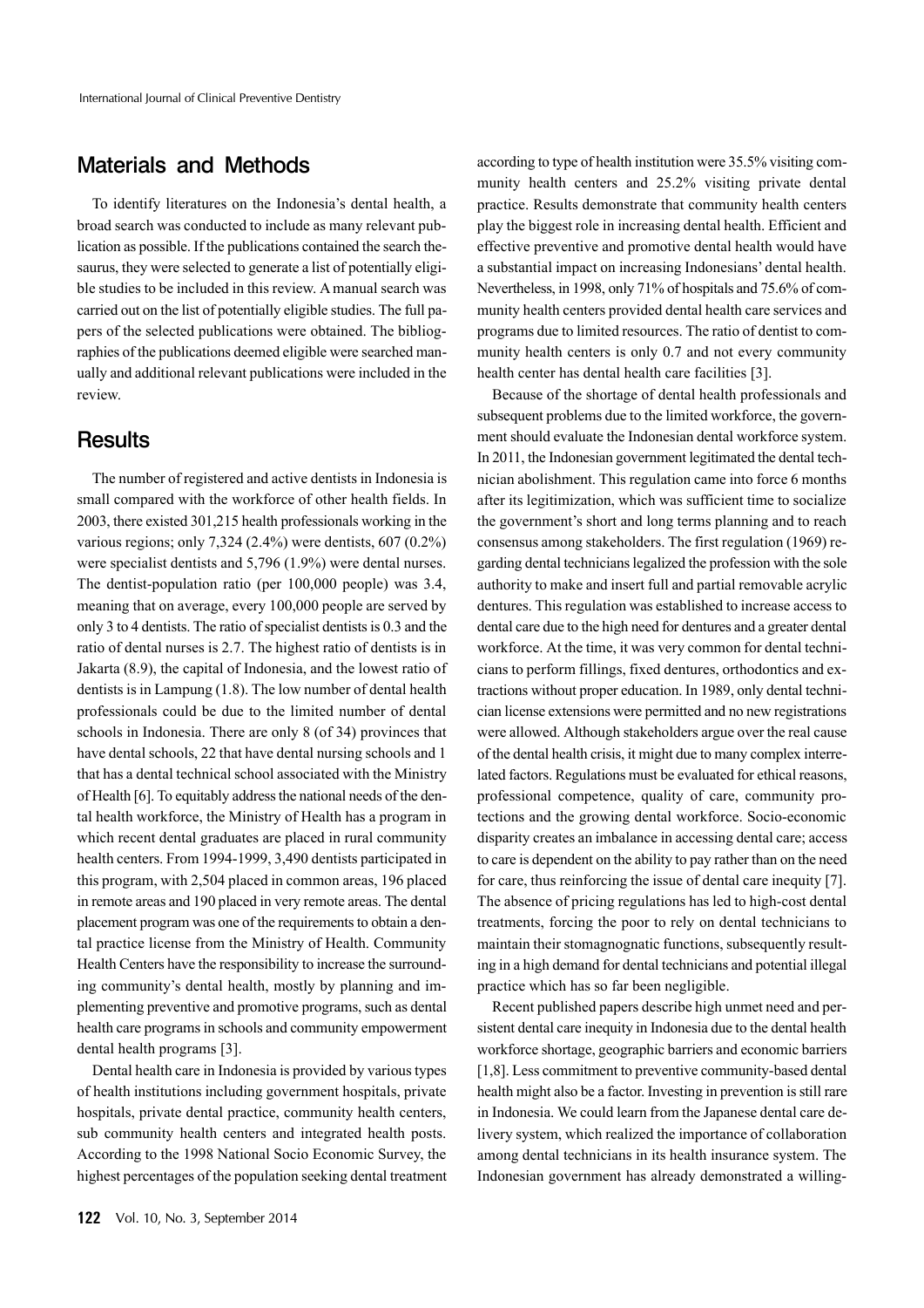## Materials and Methods

To identify literatures on the Indonesia's dental health, a broad search was conducted to include as many relevant publication as possible. If the publications contained the search thesaurus, they were selected to generate a list of potentially eligible studies to be included in this review. A manual search was carried out on the list of potentially eligible studies. The full papers of the selected publications were obtained. The bibliographies of the publications deemed eligible were searched manually and additional relevant publications were included in the review.

## Results

The number of registered and active dentists in Indonesia is small compared with the workforce of other health fields. In 2003, there existed 301,215 health professionals working in the various regions; only 7,324 (2.4%) were dentists, 607 (0.2%) were specialist dentists and 5,796 (1.9%) were dental nurses. The dentist-population ratio (per 100,000 people) was 3.4, meaning that on average, every 100,000 people are served by only 3 to 4 dentists. The ratio of specialist dentists is 0.3 and the ratio of dental nurses is 2.7. The highest ratio of dentists is in Jakarta (8.9), the capital of Indonesia, and the lowest ratio of dentists is in Lampung (1.8). The low number of dental health professionals could be due to the limited number of dental schools in Indonesia. There are only 8 (of 34) provinces that have dental schools, 22 that have dental nursing schools and 1 that has a dental technical school associated with the Ministry of Health [6]. To equitably address the national needs of the dental health workforce, the Ministry of Health has a program in which recent dental graduates are placed in rural community health centers. From 1994-1999, 3,490 dentists participated in this program, with 2,504 placed in common areas, 196 placed in remote areas and 190 placed in very remote areas. The dental placement program was one of the requirements to obtain a dental practice license from the Ministry of Health. Community Health Centers have the responsibility to increase the surrounding community's dental health, mostly by planning and implementing preventive and promotive programs, such as dental health care programs in schools and community empowerment dental health programs [3].

Dental health care in Indonesia is provided by various types of health institutions including government hospitals, private hospitals, private dental practice, community health centers, sub community health centers and integrated health posts. According to the 1998 National Socio Economic Survey, the highest percentages of the population seeking dental treatment according to type of health institution were 35.5% visiting community health centers and 25.2% visiting private dental practice. Results demonstrate that community health centers play the biggest role in increasing dental health. Efficient and effective preventive and promotive dental health would have a substantial impact on increasing Indonesians' dental health. Nevertheless, in 1998, only 71% of hospitals and 75.6% of community health centers provided dental health care services and programs due to limited resources. The ratio of dentist to community health centers is only 0.7 and not every community health center has dental health care facilities [3].

Because of the shortage of dental health professionals and subsequent problems due to the limited workforce, the government should evaluate the Indonesian dental workforce system. In 2011, the Indonesian government legitimated the dental technician abolishment. This regulation came into force 6 months after its legitimization, which was sufficient time to socialize the government's short and long terms planning and to reach consensus among stakeholders. The first regulation (1969) regarding dental technicians legalized the profession with the sole authority to make and insert full and partial removable acrylic dentures. This regulation was established to increase access to dental care due to the high need for dentures and a greater dental workforce. At the time, it was very common for dental technicians to perform fillings, fixed dentures, orthodontics and extractions without proper education. In 1989, only dental technician license extensions were permitted and no new registrations were allowed. Although stakeholders argue over the real cause of the dental health crisis, it might due to many complex interrelated factors. Regulations must be evaluated for ethical reasons, professional competence, quality of care, community protections and the growing dental workforce. Socio-economic disparity creates an imbalance in accessing dental care; access to care is dependent on the ability to pay rather than on the need for care, thus reinforcing the issue of dental care inequity [7]. The absence of pricing regulations has led to high-cost dental treatments, forcing the poor to rely on dental technicians to maintain their stomagnognatic functions, subsequently resulting in a high demand for dental technicians and potential illegal practice which has so far been negligible.

Recent published papers describe high unmet need and persistent dental care inequity in Indonesia due to the dental health workforce shortage, geographic barriers and economic barriers [1,8]. Less commitment to preventive community-based dental health might also be a factor. Investing in prevention is still rare in Indonesia. We could learn from the Japanese dental care delivery system, which realized the importance of collaboration among dental technicians in its health insurance system. The Indonesian government has already demonstrated a willing-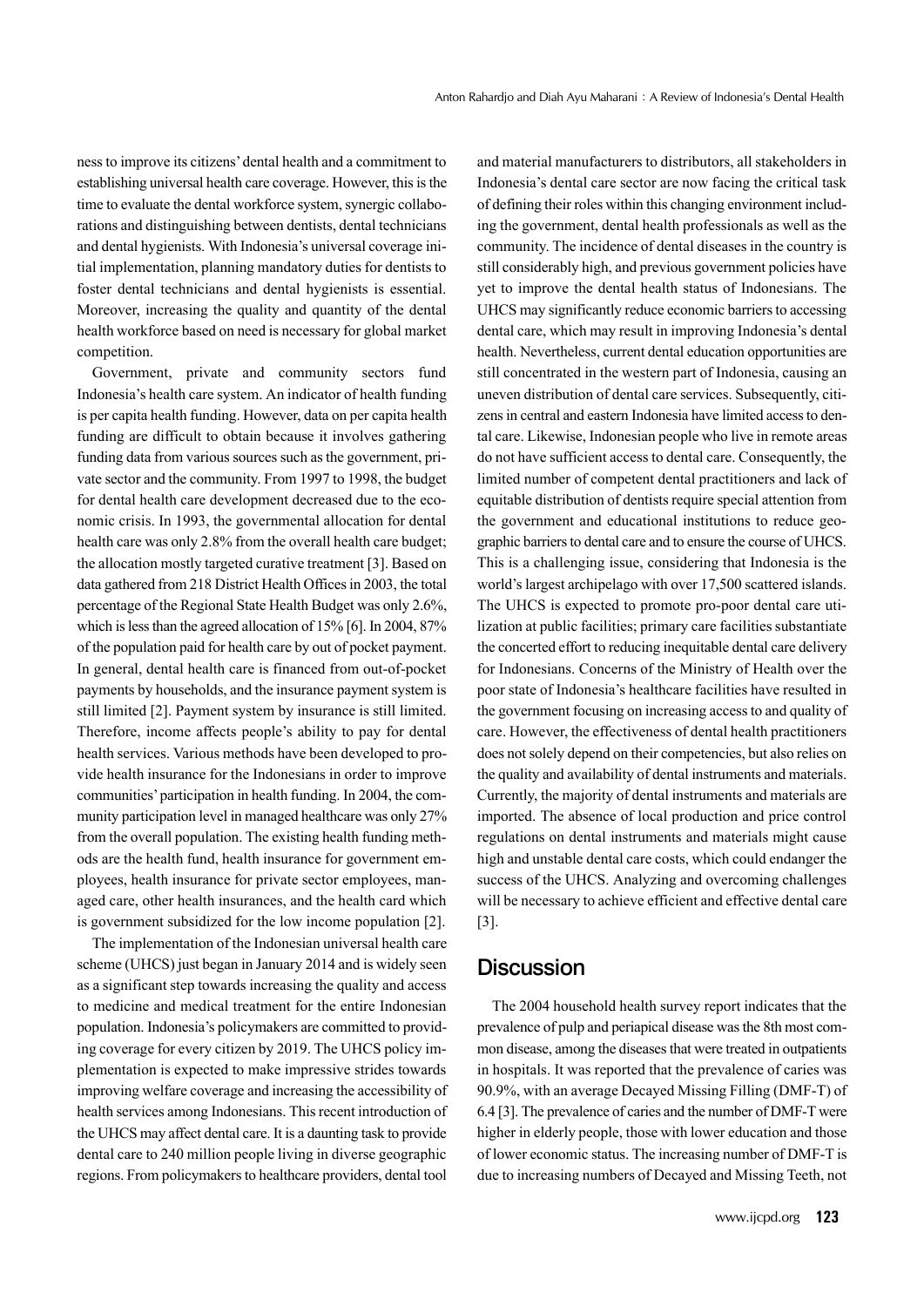ness to improve its citizens' dental health and a commitment to establishing universal health care coverage. However, this is the time to evaluate the dental workforce system, synergic collaborations and distinguishing between dentists, dental technicians and dental hygienists. With Indonesia's universal coverage initial implementation, planning mandatory duties for dentists to foster dental technicians and dental hygienists is essential. Moreover, increasing the quality and quantity of the dental health workforce based on need is necessary for global market competition.

Government, private and community sectors fund Indonesia's health care system. An indicator of health funding is per capita health funding. However, data on per capita health funding are difficult to obtain because it involves gathering funding data from various sources such as the government, private sector and the community. From 1997 to 1998, the budget for dental health care development decreased due to the economic crisis. In 1993, the governmental allocation for dental health care was only 2.8% from the overall health care budget; the allocation mostly targeted curative treatment [3]. Based on data gathered from 218 District Health Offices in 2003, the total percentage of the Regional State Health Budget was only 2.6%, which is less than the agreed allocation of 15% [6]. In 2004, 87% of the population paid for health care by out of pocket payment. In general, dental health care is financed from out-of-pocket payments by households, and the insurance payment system is still limited [2]. Payment system by insurance is still limited. Therefore, income affects people's ability to pay for dental health services. Various methods have been developed to provide health insurance for the Indonesians in order to improve communities' participation in health funding. In 2004, the community participation level in managed healthcare was only 27% from the overall population. The existing health funding methods are the health fund, health insurance for government employees, health insurance for private sector employees, managed care, other health insurances, and the health card which is government subsidized for the low income population [2].

The implementation of the Indonesian universal health care scheme (UHCS) just began in January 2014 and is widely seen as a significant step towards increasing the quality and access to medicine and medical treatment for the entire Indonesian population. Indonesia's policymakers are committed to providing coverage for every citizen by 2019. The UHCS policy implementation is expected to make impressive strides towards improving welfare coverage and increasing the accessibility of health services among Indonesians. This recent introduction of the UHCS may affect dental care. It is a daunting task to provide dental care to 240 million people living in diverse geographic regions. From policymakers to healthcare providers, dental tool and material manufacturers to distributors, all stakeholders in Indonesia's dental care sector are now facing the critical task of defining their roles within this changing environment including the government, dental health professionals as well as the community. The incidence of dental diseases in the country is still considerably high, and previous government policies have yet to improve the dental health status of Indonesians. The UHCS may significantly reduce economic barriers to accessing dental care, which may result in improving Indonesia's dental health. Nevertheless, current dental education opportunities are still concentrated in the western part of Indonesia, causing an uneven distribution of dental care services. Subsequently, citizens in central and eastern Indonesia have limited access to dental care. Likewise, Indonesian people who live in remote areas do not have sufficient access to dental care. Consequently, the limited number of competent dental practitioners and lack of equitable distribution of dentists require special attention from the government and educational institutions to reduce geographic barriers to dental care and to ensure the course of UHCS. This is a challenging issue, considering that Indonesia is the world's largest archipelago with over 17,500 scattered islands. The UHCS is expected to promote pro-poor dental care utilization at public facilities; primary care facilities substantiate the concerted effort to reducing inequitable dental care delivery for Indonesians. Concerns of the Ministry of Health over the poor state of Indonesia's healthcare facilities have resulted in the government focusing on increasing access to and quality of care. However, the effectiveness of dental health practitioners does not solely depend on their competencies, but also relies on the quality and availability of dental instruments and materials. Currently, the majority of dental instruments and materials are imported. The absence of local production and price control regulations on dental instruments and materials might cause high and unstable dental care costs, which could endanger the success of the UHCS. Analyzing and overcoming challenges will be necessary to achieve efficient and effective dental care [3].

## Discussion

The 2004 household health survey report indicates that the prevalence of pulp and periapical disease was the 8th most common disease, among the diseases that were treated in outpatients in hospitals. It was reported that the prevalence of caries was 90.9%, with an average Decayed Missing Filling (DMF-T) of 6.4 [3]. The prevalence of caries and the number of DMF-T were higher in elderly people, those with lower education and those of lower economic status. The increasing number of DMF-T is due to increasing numbers of Decayed and Missing Teeth, not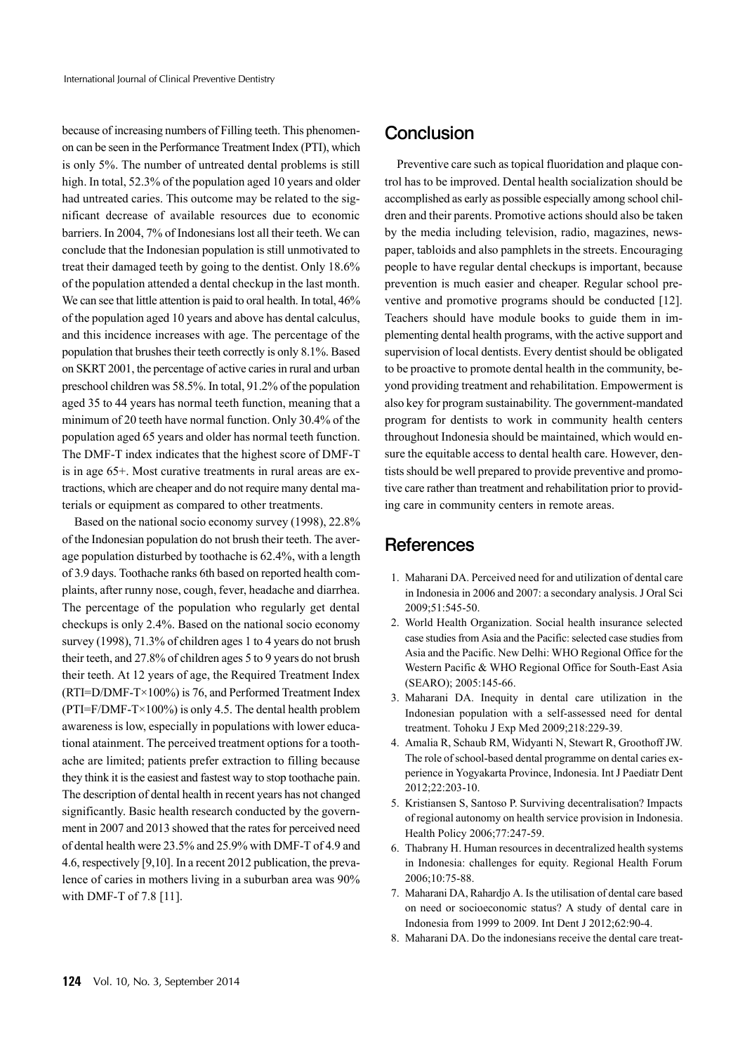because of increasing numbers of Filling teeth. This phenomenon can be seen in the Performance Treatment Index (PTI), which is only 5%. The number of untreated dental problems is still high. In total, 52.3% of the population aged 10 years and older had untreated caries. This outcome may be related to the significant decrease of available resources due to economic barriers. In 2004, 7% of Indonesians lost all their teeth. We can conclude that the Indonesian population is still unmotivated to treat their damaged teeth by going to the dentist. Only 18.6% of the population attended a dental checkup in the last month. We can see that little attention is paid to oral health. In total, 46% of the population aged 10 years and above has dental calculus, and this incidence increases with age. The percentage of the population that brushes their teeth correctly is only 8.1%. Based on SKRT 2001, the percentage of active caries in rural and urban preschool children was 58.5%. In total, 91.2% of the population aged 35 to 44 years has normal teeth function, meaning that a minimum of 20 teeth have normal function. Only 30.4% of the population aged 65 years and older has normal teeth function. The DMF-T index indicates that the highest score of DMF-T is in age 65+. Most curative treatments in rural areas are extractions, which are cheaper and do not require many dental materials or equipment as compared to other treatments.

Based on the national socio economy survey (1998), 22.8% of the Indonesian population do not brush their teeth. The average population disturbed by toothache is 62.4%, with a length of 3.9 days. Toothache ranks 6th based on reported health complaints, after runny nose, cough, fever, headache and diarrhea. The percentage of the population who regularly get dental checkups is only 2.4%. Based on the national socio economy survey (1998), 71.3% of children ages 1 to 4 years do not brush their teeth, and 27.8% of children ages 5 to 9 years do not brush their teeth. At 12 years of age, the Required Treatment Index (RTI=D/DMF-T×100%) is 76, and Performed Treatment Index (PTI=F/DMF-T×100%) is only 4.5. The dental health problem awareness is low, especially in populations with lower educational atainment. The perceived treatment options for a toothache are limited; patients prefer extraction to filling because they think it is the easiest and fastest way to stop toothache pain. The description of dental health in recent years has not changed significantly. Basic health research conducted by the government in 2007 and 2013 showed that the rates for perceived need of dental health were 23.5% and 25.9% with DMF-T of 4.9 and 4.6, respectively [9,10]. In a recent 2012 publication, the prevalence of caries in mothers living in a suburban area was 90% with DMF-T of 7.8 [11].

## Conclusion

Preventive care such as topical fluoridation and plaque control has to be improved. Dental health socialization should be accomplished as early as possible especially among school children and their parents. Promotive actions should also be taken by the media including television, radio, magazines, newspaper, tabloids and also pamphlets in the streets. Encouraging people to have regular dental checkups is important, because prevention is much easier and cheaper. Regular school preventive and promotive programs should be conducted [12]. Teachers should have module books to guide them in implementing dental health programs, with the active support and supervision of local dentists. Every dentist should be obligated to be proactive to promote dental health in the community, beyond providing treatment and rehabilitation. Empowerment is also key for program sustainability. The government-mandated program for dentists to work in community health centers throughout Indonesia should be maintained, which would ensure the equitable access to dental health care. However, dentists should be well prepared to provide preventive and promotive care rather than treatment and rehabilitation prior to providing care in community centers in remote areas.

## References

1. Maharani DA. Perceived need for and utilization of dental care in Indonesia in 2006 and 2007: a secondary analysis. J Oral Sci 2009;51:545-50.
2. World Health Organization. Social health insurance selected case studies from Asia and the Pacific: selected case studies from Asia and the Pacific. New Delhi: WHO Regional Office for the Western Pacific & WHO Regional Office for South-East Asia (SEARO); 2005:145-66.
3. Maharani DA. Inequity in dental care utilization in the Indonesian population with a self-assessed need for dental treatment. Tohoku J Exp Med 2009;218:229-39.
4. Amalia R, Schaub RM, Widyanti N, Stewart R, Groothoff JW. The role of school-based dental programme on dental caries experience in Yogyakarta Province, Indonesia. Int J Paediatr Dent 2012;22:203-10.
5. Kristiansen S, Santoso P. Surviving decentralisation? Impacts of regional autonomy on health service provision in Indonesia. Health Policy 2006;77:247-59.
6. Thabrany H. Human resources in decentralized health systems in Indonesia: challenges for equity. Regional Health Forum 2006;10:75-88.
7. Maharani DA, Rahardjo A. Is the utilisation of dental care based on need or socioeconomic status? A study of dental care in Indonesia from 1999 to 2009. Int Dent J 2012;62:90-4.
8. Maharani DA. Do the indonesians receive the dental care treat-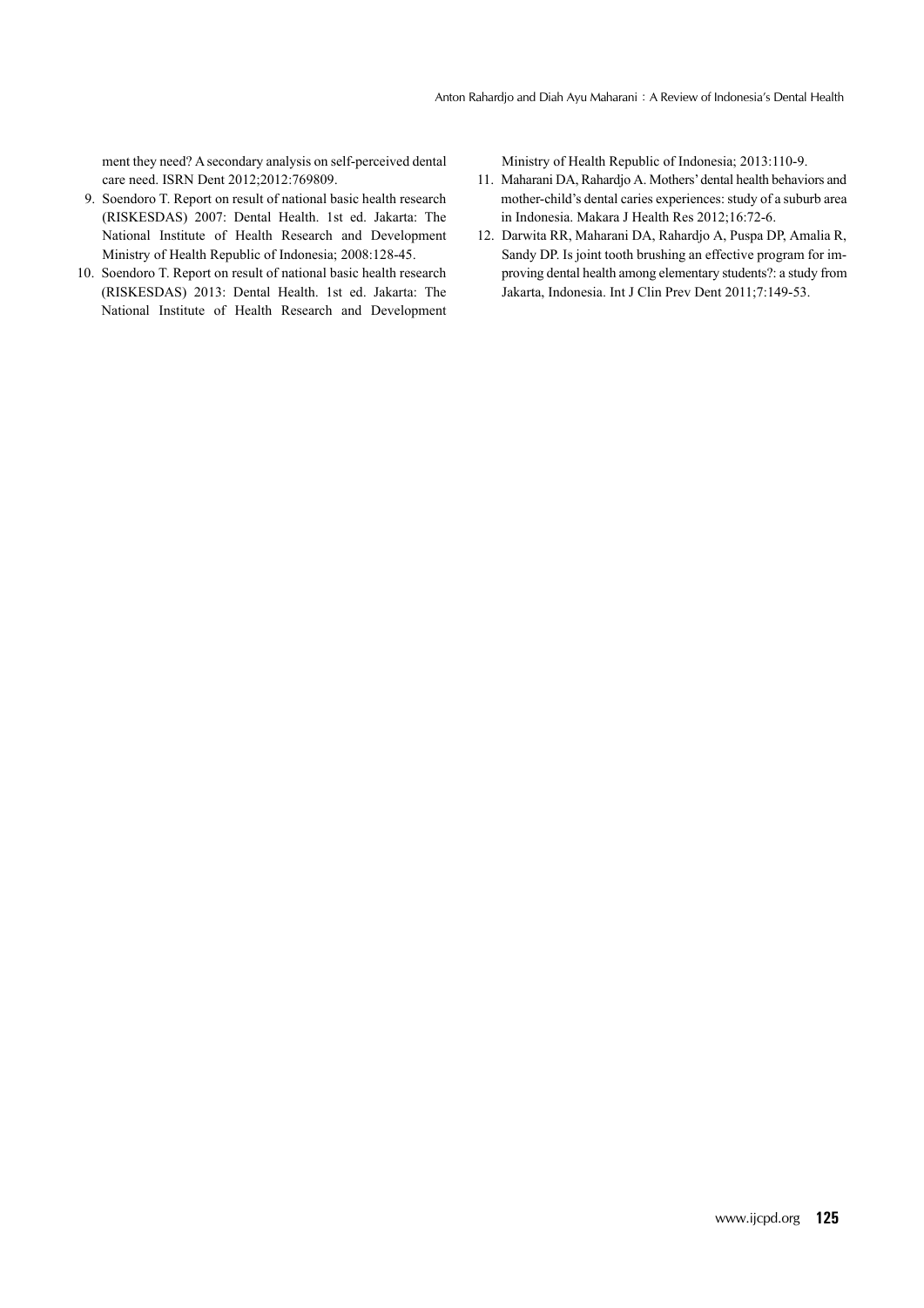ment they need? A secondary analysis on self-perceived dental care need. ISRN Dent 2012;2012:769809.

9. Soendoro T. Report on result of national basic health research (RISKESDAS) 2007: Dental Health. 1st ed. Jakarta: The National Institute of Health Research and Development Ministry of Health Republic of Indonesia; 2008:128-45.
10. Soendoro T. Report on result of national basic health research (RISKESDAS) 2013: Dental Health. 1st ed. Jakarta: The National Institute of Health Research and Development Ministry of Health Republic of Indonesia; 2013:110-9.
11. Maharani DA, Rahardjo A. Mothers' dental health behaviors and mother-child's dental caries experiences: study of a suburb area in Indonesia. Makara J Health Res 2012;16:72-6.
12. Darwita RR, Maharani DA, Rahardjo A, Puspa DP, Amalia R, Sandy DP. Is joint tooth brushing an effective program for improving dental health among elementary students?: a study from Jakarta, Indonesia. Int J Clin Prev Dent 2011;7:149-53.